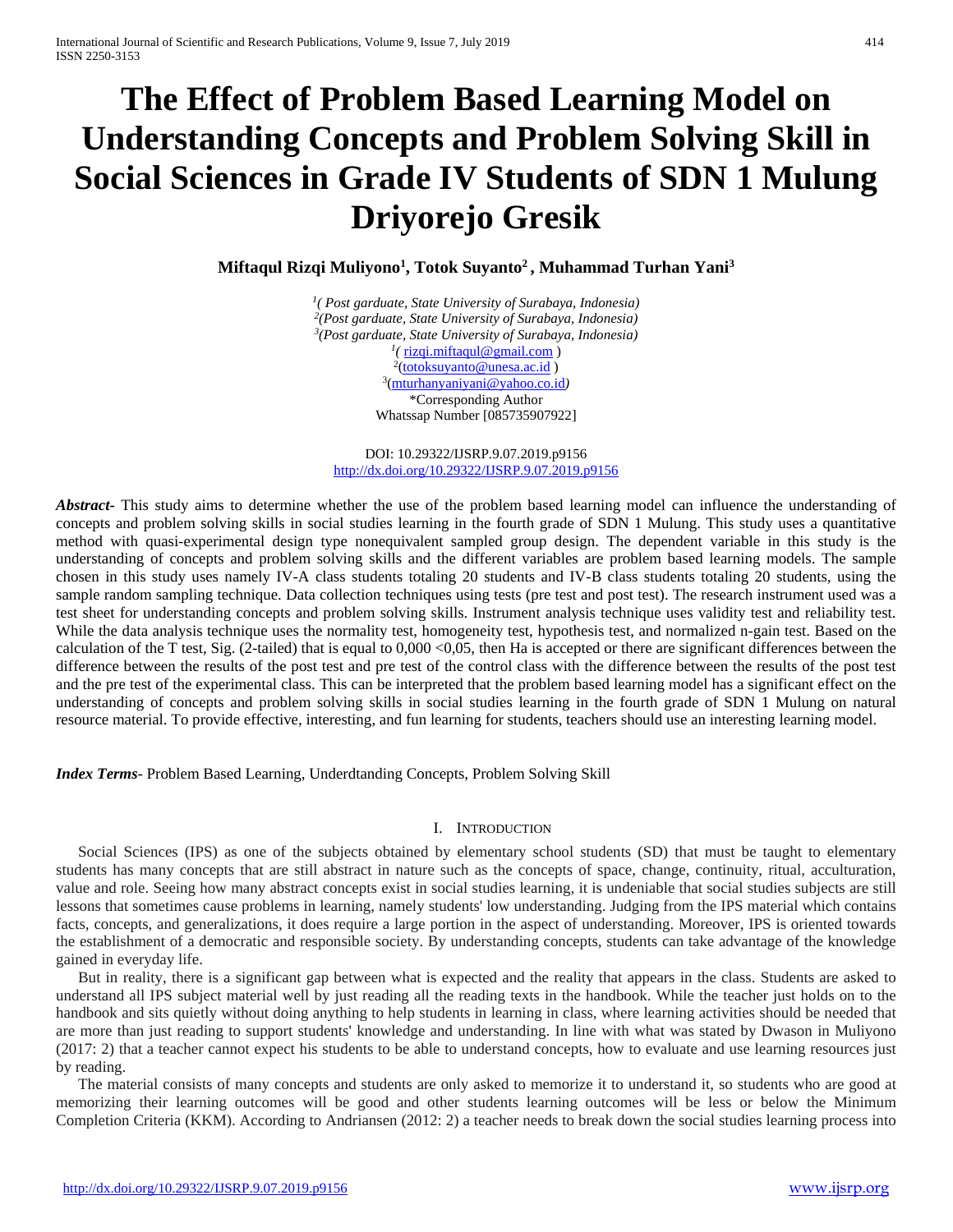# The Effect of Problem Based Learning Model on Understanding Concepts and Problem Solving Skill in Social Sciences in Grade IV Students of SDN 1 Mulung Driyorejo Gresik

**Miftaqul Rizqi Muliyono[1], Totok Suyanto[2], Muhammad Turhan Yani[3]**

[1]( Post garduate, State University of Surabaya, Indonesia)
[2](Post garduate, State University of Surabaya, Indonesia)
[3](Post garduate, State University of Surabaya, Indonesia)
[1]( rizqi.miftaqul@gmail.com )
[2](totoksuyanto@unesa.ac.id )
[3](mturhanyaniyani@yahoo.co.id)
*Corresponding Author
Whatssap Number [085735907922]

DOI: 10.29322/IJSRP.9.07.2019.p9156
http://dx.doi.org/10.29322/IJSRP.9.07.2019.p9156

***Abstract***- This study aims to determine whether the use of the problem based learning model can influence the understanding of concepts and problem solving skills in social studies learning in the fourth grade of SDN 1 Mulung. This study uses a quantitative method with quasi-experimental design type nonequivalent sampled group design. The dependent variable in this study is the understanding of concepts and problem solving skills and the different variables are problem based learning models. The sample chosen in this study uses namely IV-A class students totaling 20 students and IV-B class students totaling 20 students, using the sample random sampling technique. Data collection techniques using tests (pre test and post test). The research instrument used was a test sheet for understanding concepts and problem solving skills. Instrument analysis technique uses validity test and reliability test. While the data analysis technique uses the normality test, homogeneity test, hypothesis test, and normalized n-gain test. Based on the calculation of the T test, Sig. (2-tailed) that is equal to 0,000 <0,05, then Ha is accepted or there are significant differences between the difference between the results of the post test and pre test of the control class with the difference between the results of the post test and the pre test of the experimental class. This can be interpreted that the problem based learning model has a significant effect on the understanding of concepts and problem solving skills in social studies learning in the fourth grade of SDN 1 Mulung on natural resource material. To provide effective, interesting, and fun learning for students, teachers should use an interesting learning model.

***Index Terms***- Problem Based Learning, Underdtanding Concepts, Problem Solving Skill

## I. Introduction

Social Sciences (IPS) as one of the subjects obtained by elementary school students (SD) that must be taught to elementary students has many concepts that are still abstract in nature such as the concepts of space, change, continuity, ritual, acculturation, value and role. Seeing how many abstract concepts exist in social studies learning, it is undeniable that social studies subjects are still lessons that sometimes cause problems in learning, namely students' low understanding. Judging from the IPS material which contains facts, concepts, and generalizations, it does require a large portion in the aspect of understanding. Moreover, IPS is oriented towards the establishment of a democratic and responsible society. By understanding concepts, students can take advantage of the knowledge gained in everyday life.

But in reality, there is a significant gap between what is expected and the reality that appears in the class. Students are asked to understand all IPS subject material well by just reading all the reading texts in the handbook. While the teacher just holds on to the handbook and sits quietly without doing anything to help students in learning in class, where learning activities should be needed that are more than just reading to support students' knowledge and understanding. In line with what was stated by Dwason in Muliyono (2017: 2) that a teacher cannot expect his students to be able to understand concepts, how to evaluate and use learning resources just by reading.

The material consists of many concepts and students are only asked to memorize it to understand it, so students who are good at memorizing their learning outcomes will be good and other students learning outcomes will be less or below the Minimum Completion Criteria (KKM). According to Andriansen (2012: 2) a teacher needs to break down the social studies learning process into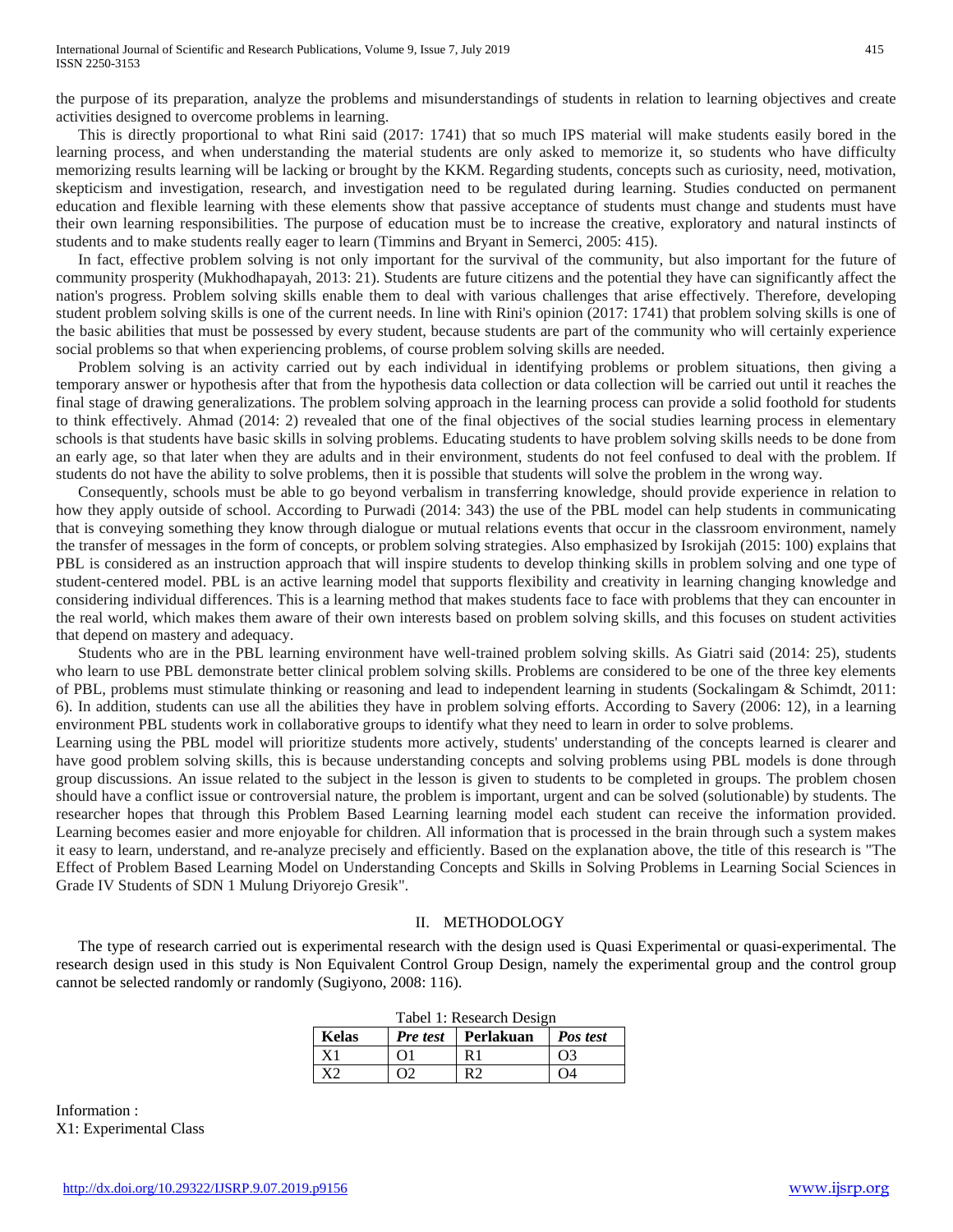the purpose of its preparation, analyze the problems and misunderstandings of students in relation to learning objectives and create activities designed to overcome problems in learning.

This is directly proportional to what Rini said (2017: 1741) that so much IPS material will make students easily bored in the learning process, and when understanding the material students are only asked to memorize it, so students who have difficulty memorizing results learning will be lacking or brought by the KKM. Regarding students, concepts such as curiosity, need, motivation, skepticism and investigation, research, and investigation need to be regulated during learning. Studies conducted on permanent education and flexible learning with these elements show that passive acceptance of students must change and students must have their own learning responsibilities. The purpose of education must be to increase the creative, exploratory and natural instincts of students and to make students really eager to learn (Timmins and Bryant in Semerci, 2005: 415).

In fact, effective problem solving is not only important for the survival of the community, but also important for the future of community prosperity (Mukhodhapayah, 2013: 21). Students are future citizens and the potential they have can significantly affect the nation's progress. Problem solving skills enable them to deal with various challenges that arise effectively. Therefore, developing student problem solving skills is one of the current needs. In line with Rini's opinion (2017: 1741) that problem solving skills is one of the basic abilities that must be possessed by every student, because students are part of the community who will certainly experience social problems so that when experiencing problems, of course problem solving skills are needed.

Problem solving is an activity carried out by each individual in identifying problems or problem situations, then giving a temporary answer or hypothesis after that from the hypothesis data collection or data collection will be carried out until it reaches the final stage of drawing generalizations. The problem solving approach in the learning process can provide a solid foothold for students to think effectively. Ahmad (2014: 2) revealed that one of the final objectives of the social studies learning process in elementary schools is that students have basic skills in solving problems. Educating students to have problem solving skills needs to be done from an early age, so that later when they are adults and in their environment, students do not feel confused to deal with the problem. If students do not have the ability to solve problems, then it is possible that students will solve the problem in the wrong way.

Consequently, schools must be able to go beyond verbalism in transferring knowledge, should provide experience in relation to how they apply outside of school. According to Purwadi (2014: 343) the use of the PBL model can help students in communicating that is conveying something they know through dialogue or mutual relations events that occur in the classroom environment, namely the transfer of messages in the form of concepts, or problem solving strategies. Also emphasized by Isrokijah (2015: 100) explains that PBL is considered as an instruction approach that will inspire students to develop thinking skills in problem solving and one type of student-centered model. PBL is an active learning model that supports flexibility and creativity in learning changing knowledge and considering individual differences. This is a learning method that makes students face to face with problems that they can encounter in the real world, which makes them aware of their own interests based on problem solving skills, and this focuses on student activities that depend on mastery and adequacy.

Students who are in the PBL learning environment have well-trained problem solving skills. As Giatri said (2014: 25), students who learn to use PBL demonstrate better clinical problem solving skills. Problems are considered to be one of the three key elements of PBL, problems must stimulate thinking or reasoning and lead to independent learning in students (Sockalingam & Schimdt, 2011: 6). In addition, students can use all the abilities they have in problem solving efforts. According to Savery (2006: 12), in a learning environment PBL students work in collaborative groups to identify what they need to learn in order to solve problems.

Learning using the PBL model will prioritize students more actively, students' understanding of the concepts learned is clearer and have good problem solving skills, this is because understanding concepts and solving problems using PBL models is done through group discussions. An issue related to the subject in the lesson is given to students to be completed in groups. The problem chosen should have a conflict issue or controversial nature, the problem is important, urgent and can be solved (solutionable) by students. The researcher hopes that through this Problem Based Learning learning model each student can receive the information provided. Learning becomes easier and more enjoyable for children. All information that is processed in the brain through such a system makes it easy to learn, understand, and re-analyze precisely and efficiently. Based on the explanation above, the title of this research is "The Effect of Problem Based Learning Model on Understanding Concepts and Skills in Solving Problems in Learning Social Sciences in Grade IV Students of SDN 1 Mulung Driyorejo Gresik".

## II. METHODOLOGY

The type of research carried out is experimental research with the design used is Quasi Experimental or quasi-experimental. The research design used in this study is Non Equivalent Control Group Design, namely the experimental group and the control group cannot be selected randomly or randomly (Sugiyono, 2008: 116).

Tabel 1: Research Design

| **Kelas** | ***Pre test*** | **Perlakuan** | ***Pos test*** |
|---|---|---|---|
| X1 | O1 | R1 | O3 |
| X2 | O2 | R2 | O4 |

Information :
X1: Experimental Class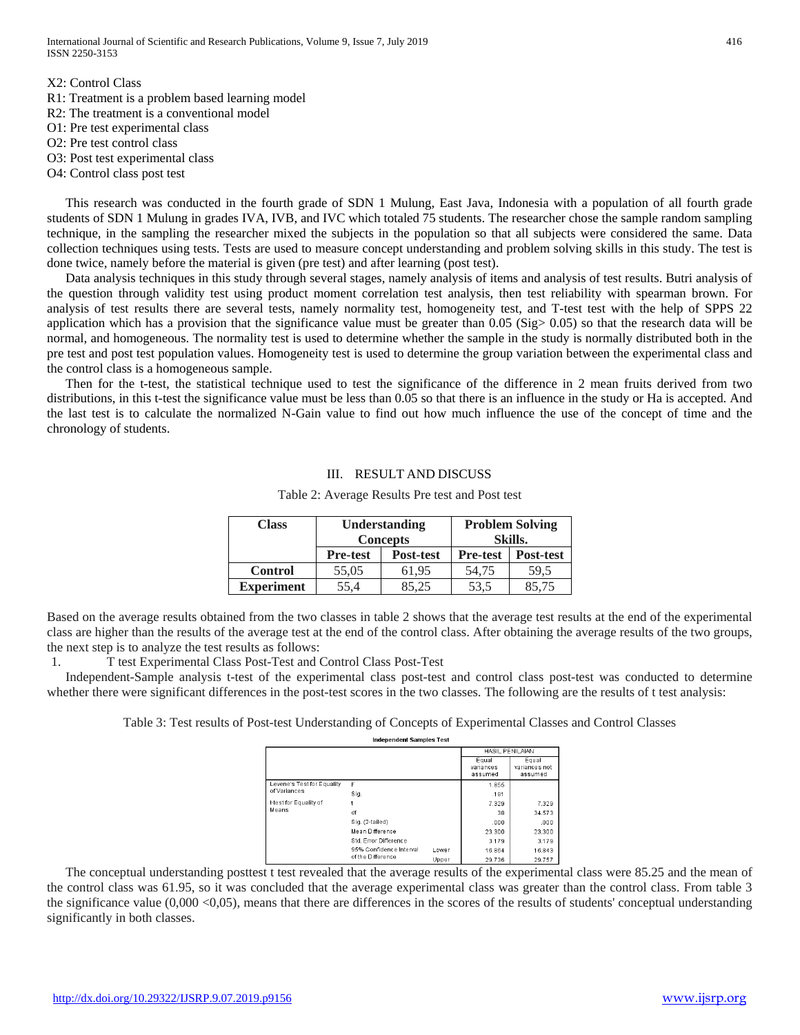X2: Control Class
R1: Treatment is a problem based learning model
R2: The treatment is a conventional model
O1: Pre test experimental class
O2: Pre test control class
O3: Post test experimental class
O4: Control class post test

This research was conducted in the fourth grade of SDN 1 Mulung, East Java, Indonesia with a population of all fourth grade students of SDN 1 Mulung in grades IVA, IVB, and IVC which totaled 75 students. The researcher chose the sample random sampling technique, in the sampling the researcher mixed the subjects in the population so that all subjects were considered the same. Data collection techniques using tests. Tests are used to measure concept understanding and problem solving skills in this study. The test is done twice, namely before the material is given (pre test) and after learning (post test).

Data analysis techniques in this study through several stages, namely analysis of items and analysis of test results. Butri analysis of the question through validity test using product moment correlation test analysis, then test reliability with spearman brown. For analysis of test results there are several tests, namely normality test, homogeneity test, and T-test test with the help of SPPS 22 application which has a provision that the significance value must be greater than 0.05 (Sig> 0.05) so that the research data will be normal, and homogeneous. The normality test is used to determine whether the sample in the study is normally distributed both in the pre test and post test population values. Homogeneity test is used to determine the group variation between the experimental class and the control class is a homogeneous sample.

Then for the t-test, the statistical technique used to test the significance of the difference in 2 mean fruits derived from two distributions, in this t-test the significance value must be less than 0.05 so that there is an influence in the study or Ha is accepted. And the last test is to calculate the normalized N-Gain value to find out how much influence the use of the concept of time and the chronology of students.

## III. RESULT AND DISCUSS

Table 2: Average Results Pre test and Post test

| Class | Understanding Concepts | | Problem Solving Skills. | |
|---|---|---|---|---|
| | **Pre-test** | **Post-test** | **Pre-test** | **Post-test** |
| **Control** | 55,05 | 61,95 | 54,75 | 59,5 |
| **Experiment** | 55,4 | 85,25 | 53,5 | 85,75 |

Based on the average results obtained from the two classes in table 2 shows that the average test results at the end of the experimental class are higher than the results of the average test at the end of the control class. After obtaining the average results of the two groups, the next step is to analyze the test results as follows:

1. T test Experimental Class Post-Test and Control Class Post-Test

Independent-Sample analysis t-test of the experimental class post-test and control class post-test was conducted to determine whether there were significant differences in the post-test scores in the two classes. The following are the results of t test analysis:

Table 3: Test results of Post-test Understanding of Concepts of Experimental Classes and Control Classes

**Independent Samples Test**

| | | | HASIL PENILAIAN | |
|---|---|---|---|---|
| | | | Equal variances assumed | Equal variances not assumed |
| Levene's Test for Equality of Variances | F | | 1.855 | |
| | Sig. | | .181 | |
| t-test for Equality of Means | t | | 7.329 | 7.329 |
| | df | | 38 | 34.573 |
| | Sig. (2-tailed) | | .000 | .000 |
| | Mean Difference | | 23.300 | 23.300 |
| | Std. Error Difference | | 3.179 | 3.179 |
| | 95% Confidence Interval of the Difference | Lower | 16.864 | 16.843 |
| | | Upper | 29.736 | 29.757 |

The conceptual understanding posttest t test revealed that the average results of the experimental class were 85.25 and the mean of the control class was 61.95, so it was concluded that the average experimental class was greater than the control class. From table 3 the significance value (0,000 <0,05), means that there are differences in the scores of the results of students' conceptual understanding significantly in both classes.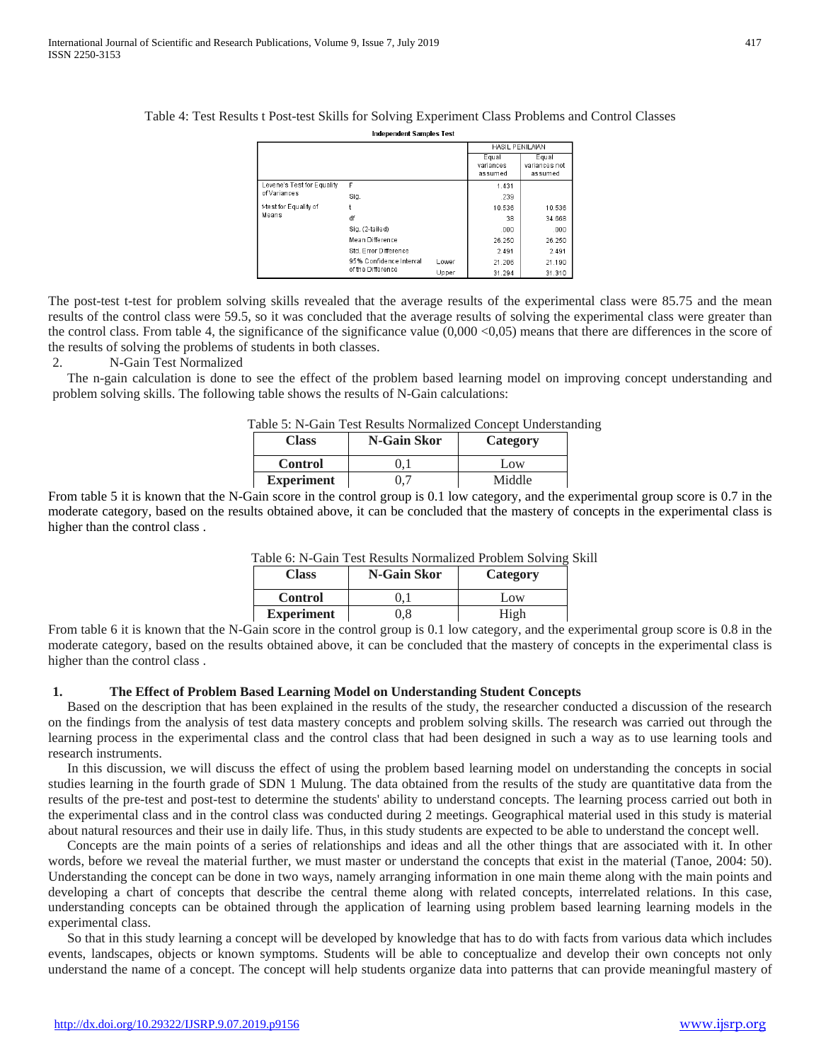Table 4: Test Results t Post-test Skills for Solving Experiment Class Problems and Control Classes

**Independent Samples Test**

| | | | HASIL PENILAIAN | |
|---|---|---|---|---|
| | | | Equal variances assumed | Equal variances not assumed |
| Levene's Test for Equality of Variances | F | | 1.431 | |
| | Sig. | | .239 | |
| t-test for Equality of Means | t | | 10.536 | 10.536 |
| | df | | 38 | 34.668 |
| | Sig. (2-tailed) | | .000 | .000 |
| | Mean Difference | | 26.250 | 26.250 |
| | Std. Error Difference | | 2.491 | 2.491 |
| | 95% Confidence Interval of the Difference | Lower | 21.206 | 21.190 |
| | | Upper | 31.294 | 31.310 |

The post-test t-test for problem solving skills revealed that the average results of the experimental class were 85.75 and the mean results of the control class were 59.5, so it was concluded that the average results of solving the experimental class were greater than the control class. From table 4, the significance of the significance value (0,000 <0,05) means that there are differences in the score of the results of solving the problems of students in both classes.

2. N-Gain Test Normalized

The n-gain calculation is done to see the effect of the problem based learning model on improving concept understanding and problem solving skills. The following table shows the results of N-Gain calculations:

Table 5: N-Gain Test Results Normalized Concept Understanding

| Class | N-Gain Skor | Category |
|---|---|---|
| **Control** | 0,1 | Low |
| **Experiment** | 0,7 | Middle |

From table 5 it is known that the N-Gain score in the control group is 0.1 low category, and the experimental group score is 0.7 in the moderate category, based on the results obtained above, it can be concluded that the mastery of concepts in the experimental class is higher than the control class .

Table 6: N-Gain Test Results Normalized Problem Solving Skill

| Class | N-Gain Skor | Category |
|---|---|---|
| **Control** | 0,1 | Low |
| **Experiment** | 0,8 | High |

From table 6 it is known that the N-Gain score in the control group is 0.1 low category, and the experimental group score is 0.8 in the moderate category, based on the results obtained above, it can be concluded that the mastery of concepts in the experimental class is higher than the control class .

### 1. The Effect of Problem Based Learning Model on Understanding Student Concepts

Based on the description that has been explained in the results of the study, the researcher conducted a discussion of the research on the findings from the analysis of test data mastery concepts and problem solving skills. The research was carried out through the learning process in the experimental class and the control class that had been designed in such a way as to use learning tools and research instruments.

In this discussion, we will discuss the effect of using the problem based learning model on understanding the concepts in social studies learning in the fourth grade of SDN 1 Mulung. The data obtained from the results of the study are quantitative data from the results of the pre-test and post-test to determine the students' ability to understand concepts. The learning process carried out both in the experimental class and in the control class was conducted during 2 meetings. Geographical material used in this study is material about natural resources and their use in daily life. Thus, in this study students are expected to be able to understand the concept well.

Concepts are the main points of a series of relationships and ideas and all the other things that are associated with it. In other words, before we reveal the material further, we must master or understand the concepts that exist in the material (Tanoe, 2004: 50). Understanding the concept can be done in two ways, namely arranging information in one main theme along with the main points and developing a chart of concepts that describe the central theme along with related concepts, interrelated relations. In this case, understanding concepts can be obtained through the application of learning using problem based learning learning models in the experimental class.

So that in this study learning a concept will be developed by knowledge that has to do with facts from various data which includes events, landscapes, objects or known symptoms. Students will be able to conceptualize and develop their own concepts not only understand the name of a concept. The concept will help students organize data into patterns that can provide meaningful mastery of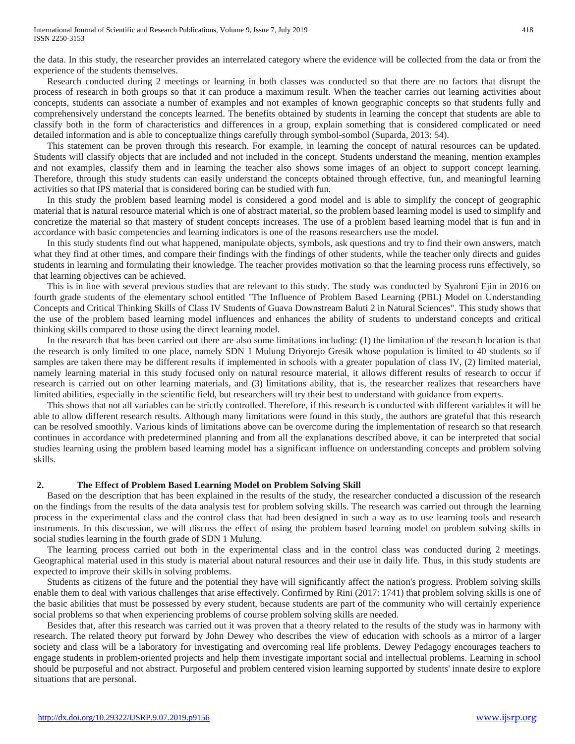the data. In this study, the researcher provides an interrelated category where the evidence will be collected from the data or from the experience of the students themselves.

Research conducted during 2 meetings or learning in both classes was conducted so that there are no factors that disrupt the process of research in both groups so that it can produce a maximum result. When the teacher carries out learning activities about concepts, students can associate a number of examples and not examples of known geographic concepts so that students fully and comprehensively understand the concepts learned. The benefits obtained by students in learning the concept that students are able to classify both in the form of characteristics and differences in a group, explain something that is considered complicated or need detailed information and is able to conceptualize things carefully through symbol-sombol (Suparda, 2013: 54).

This statement can be proven through this research. For example, in learning the concept of natural resources can be updated. Students will classify objects that are included and not included in the concept. Students understand the meaning, mention examples and not examples, classify them and in learning the teacher also shows some images of an object to support concept learning. Therefore, through this study students can easily understand the concepts obtained through effective, fun, and meaningful learning activities so that IPS material that is considered boring can be studied with fun.

In this study the problem based learning model is considered a good model and is able to simplify the concept of geographic material that is natural resource material which is one of abstract material, so the problem based learning model is used to simplify and concretize the material so that mastery of student concepts increases. The use of a problem based learning model that is fun and in accordance with basic competencies and learning indicators is one of the reasons researchers use the model.

In this study students find out what happened, manipulate objects, symbols, ask questions and try to find their own answers, match what they find at other times, and compare their findings with the findings of other students, while the teacher only directs and guides students in learning and formulating their knowledge. The teacher provides motivation so that the learning process runs effectively, so that learning objectives can be achieved.

This is in line with several previous studies that are relevant to this study. The study was conducted by Syahroni Ejin in 2016 on fourth grade students of the elementary school entitled "The Influence of Problem Based Learning (PBL) Model on Understanding Concepts and Critical Thinking Skills of Class IV Students of Guava Downstream Baluti 2 in Natural Sciences". This study shows that the use of the problem based learning model influences and enhances the ability of students to understand concepts and critical thinking skills compared to those using the direct learning model.

In the research that has been carried out there are also some limitations including: (1) the limitation of the research location is that the research is only limited to one place, namely SDN 1 Mulung Driyorejo Gresik whose population is limited to 40 students so if samples are taken there may be different results if implemented in schools with a greater population of class IV, (2) limited material, namely learning material in this study focused only on natural resource material, it allows different results of research to occur if research is carried out on other learning materials, and (3) limitations ability, that is, the researcher realizes that researchers have limited abilities, especially in the scientific field, but researchers will try their best to understand with guidance from experts.

This shows that not all variables can be strictly controlled. Therefore, if this research is conducted with different variables it will be able to allow different research results. Although many limitations were found in this study, the authors are grateful that this research can be resolved smoothly. Various kinds of limitations above can be overcome during the implementation of research so that research continues in accordance with predetermined planning and from all the explanations described above, it can be interpreted that social studies learning using the problem based learning model has a significant influence on understanding concepts and problem solving skills.

### 2. The Effect of Problem Based Learning Model on Problem Solving Skill

Based on the description that has been explained in the results of the study, the researcher conducted a discussion of the research on the findings from the results of the data analysis test for problem solving skills. The research was carried out through the learning process in the experimental class and the control class that had been designed in such a way as to use learning tools and research instruments. In this discussion, we will discuss the effect of using the problem based learning model on problem solving skills in social studies learning in the fourth grade of SDN 1 Mulung.

The learning process carried out both in the experimental class and in the control class was conducted during 2 meetings. Geographical material used in this study is material about natural resources and their use in daily life. Thus, in this study students are expected to improve their skills in solving problems.

Students as citizens of the future and the potential they have will significantly affect the nation's progress. Problem solving skills enable them to deal with various challenges that arise effectively. Confirmed by Rini (2017: 1741) that problem solving skills is one of the basic abilities that must be possessed by every student, because students are part of the community who will certainly experience social problems so that when experiencing problems of course problem solving skills are needed.

Besides that, after this research was carried out it was proven that a theory related to the results of the study was in harmony with research. The related theory put forward by John Dewey who describes the view of education with schools as a mirror of a larger society and class will be a laboratory for investigating and overcoming real life problems. Dewey Pedagogy encourages teachers to engage students in problem-oriented projects and help them investigate important social and intellectual problems. Learning in school should be purposeful and not abstract. Purposeful and problem centered vision learning supported by students' innate desire to explore situations that are personal.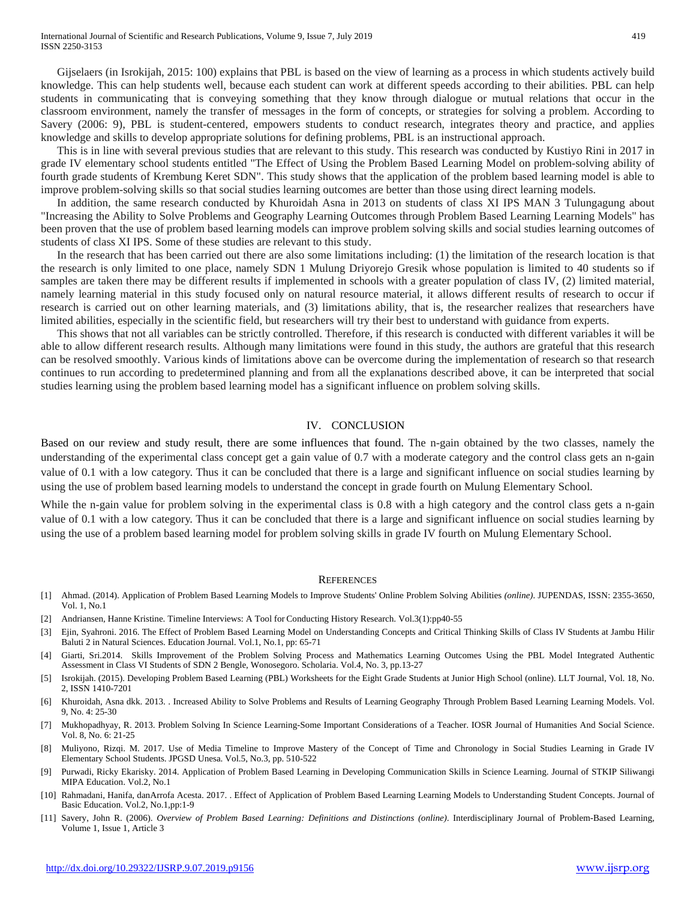Gijselaers (in Isrokijah, 2015: 100) explains that PBL is based on the view of learning as a process in which students actively build knowledge. This can help students well, because each student can work at different speeds according to their abilities. PBL can help students in communicating that is conveying something that they know through dialogue or mutual relations that occur in the classroom environment, namely the transfer of messages in the form of concepts, or strategies for solving a problem. According to Savery (2006: 9), PBL is student-centered, empowers students to conduct research, integrates theory and practice, and applies knowledge and skills to develop appropriate solutions for defining problems, PBL is an instructional approach.

This is in line with several previous studies that are relevant to this study. This research was conducted by Kustiyo Rini in 2017 in grade IV elementary school students entitled "The Effect of Using the Problem Based Learning Model on problem-solving ability of fourth grade students of Krembung Keret SDN". This study shows that the application of the problem based learning model is able to improve problem-solving skills so that social studies learning outcomes are better than those using direct learning models.

In addition, the same research conducted by Khuroidah Asna in 2013 on students of class XI IPS MAN 3 Tulungagung about "Increasing the Ability to Solve Problems and Geography Learning Outcomes through Problem Based Learning Learning Models" has been proven that the use of problem based learning models can improve problem solving skills and social studies learning outcomes of students of class XI IPS. Some of these studies are relevant to this study.

In the research that has been carried out there are also some limitations including: (1) the limitation of the research location is that the research is only limited to one place, namely SDN 1 Mulung Driyorejo Gresik whose population is limited to 40 students so if samples are taken there may be different results if implemented in schools with a greater population of class IV, (2) limited material, namely learning material in this study focused only on natural resource material, it allows different results of research to occur if research is carried out on other learning materials, and (3) limitations ability, that is, the researcher realizes that researchers have limited abilities, especially in the scientific field, but researchers will try their best to understand with guidance from experts.

This shows that not all variables can be strictly controlled. Therefore, if this research is conducted with different variables it will be able to allow different research results. Although many limitations were found in this study, the authors are grateful that this research can be resolved smoothly. Various kinds of limitations above can be overcome during the implementation of research so that research continues to run according to predetermined planning and from all the explanations described above, it can be interpreted that social studies learning using the problem based learning model has a significant influence on problem solving skills.

## IV. CONCLUSION

Based on our review and study result, there are some influences that found. The n-gain obtained by the two classes, namely the understanding of the experimental class concept get a gain value of 0.7 with a moderate category and the control class gets an n-gain value of 0.1 with a low category. Thus it can be concluded that there is a large and significant influence on social studies learning by using the use of problem based learning models to understand the concept in grade fourth on Mulung Elementary School.

While the n-gain value for problem solving in the experimental class is 0.8 with a high category and the control class gets a n-gain value of 0.1 with a low category. Thus it can be concluded that there is a large and significant influence on social studies learning by using the use of a problem based learning model for problem solving skills in grade IV fourth on Mulung Elementary School.

## REFERENCES

[1] Ahmad. (2014). Application of Problem Based Learning Models to Improve Students' Online Problem Solving Abilities *(online)*. JUPENDAS, ISSN: 2355-3650, Vol. 1, No.1

[2] Andriansen, Hanne Kristine. Timeline Interviews: A Tool for Conducting History Research. Vol.3(1):pp40-55

[3] Ejin, Syahroni. 2016. The Effect of Problem Based Learning Model on Understanding Concepts and Critical Thinking Skills of Class IV Students at Jambu Hilir Baluti 2 in Natural Sciences. Education Journal. Vol.1, No.1, pp: 65-71

[4] Giarti, Sri.2014. Skills Improvement of the Problem Solving Process and Mathematics Learning Outcomes Using the PBL Model Integrated Authentic Assessment in Class VI Students of SDN 2 Bengle, Wonosegoro. Scholaria. Vol.4, No. 3, pp.13-27

[5] Isrokijah. (2015). Developing Problem Based Learning (PBL) Worksheets for the Eight Grade Students at Junior High School (online). LLT Journal, Vol. 18, No. 2, ISSN 1410-7201

[6] Khuroidah, Asna dkk. 2013. . Increased Ability to Solve Problems and Results of Learning Geography Through Problem Based Learning Learning Models. Vol. 9, No. 4: 25-30

[7] Mukhopadhyay, R. 2013. Problem Solving In Science Learning-Some Important Considerations of a Teacher. IOSR Journal of Humanities And Social Science. Vol. 8, No. 6: 21-25

[8] Muliyono, Rizqi. M. 2017. Use of Media Timeline to Improve Mastery of the Concept of Time and Chronology in Social Studies Learning in Grade IV Elementary School Students. JPGSD Unesa. Vol.5, No.3, pp. 510-522

[9] Purwadi, Ricky Ekarisky. 2014. Application of Problem Based Learning in Developing Communication Skills in Science Learning. Journal of STKIP Siliwangi MIPA Education. Vol.2, No.1

[10] Rahmadani, Hanifa, danArrofa Acesta. 2017. . Effect of Application of Problem Based Learning Learning Models to Understanding Student Concepts. Journal of Basic Education. Vol.2, No.1,pp:1-9

[11] Savery, John R. (2006). *Overview of Problem Based Learning: Definitions and Distinctions (online)*. Interdisciplinary Journal of Problem-Based Learning, Volume 1, Issue 1, Article 3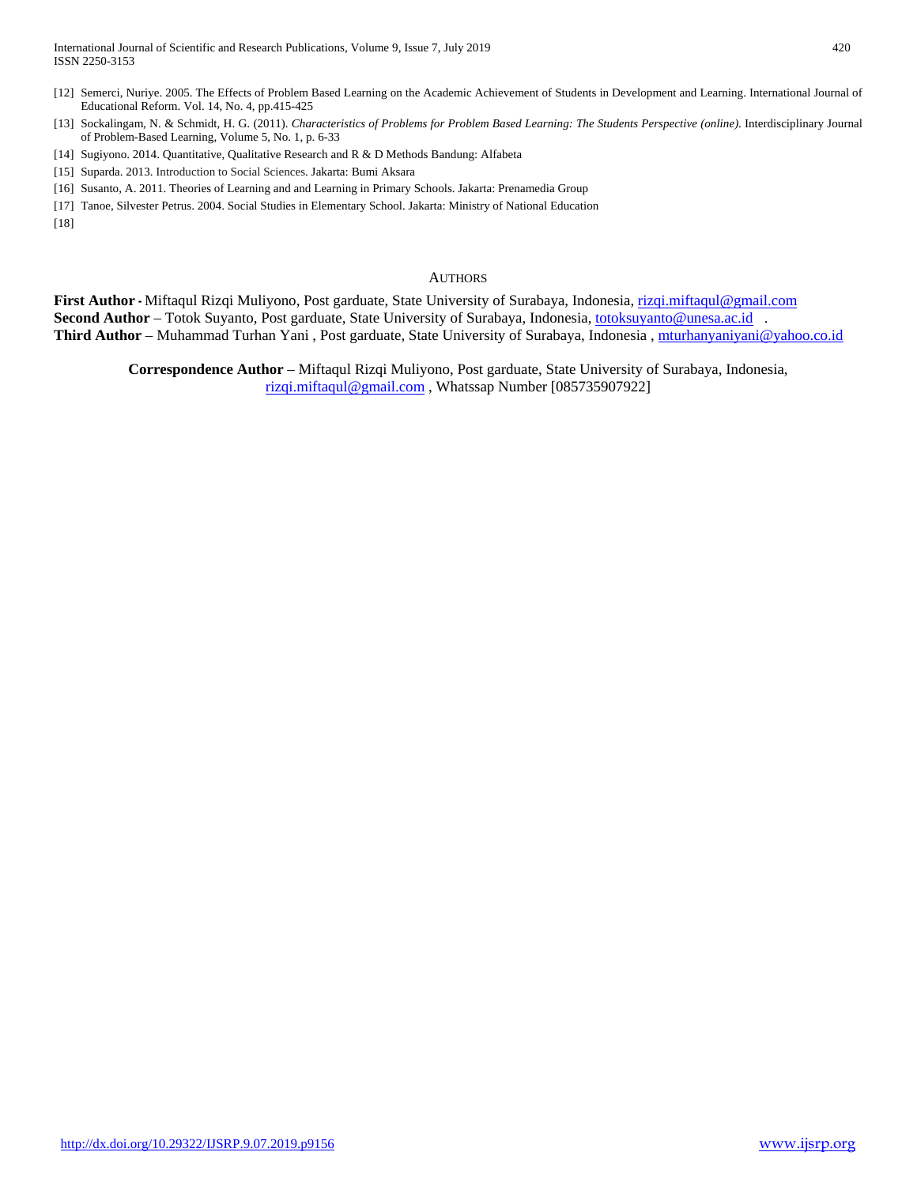[12] Semerci, Nuriye. 2005. The Effects of Problem Based Learning on the Academic Achievement of Students in Development and Learning. International Journal of Educational Reform. Vol. 14, No. 4, pp.415-425

[13] Sockalingam, N. & Schmidt, H. G. (2011). *Characteristics of Problems for Problem Based Learning: The Students Perspective (online).* Interdisciplinary Journal of Problem-Based Learning, Volume 5, No. 1, p. 6-33

[14] Sugiyono. 2014. Quantitative, Qualitative Research and R & D Methods Bandung: Alfabeta

[15] Suparda. 2013. Introduction to Social Sciences. Jakarta: Bumi Aksara

[16] Susanto, A. 2011. Theories of Learning and and Learning in Primary Schools. Jakarta: Prenamedia Group

[17] Tanoe, Silvester Petrus. 2004. Social Studies in Elementary School. Jakarta: Ministry of National Education

[18]

## AUTHORS

**First Author -** Miftaqul Rizqi Muliyono, Post garduate, State University of Surabaya, Indonesia, rizqi.miftaqul@gmail.com

**Second Author** – Totok Suyanto, Post garduate, State University of Surabaya, Indonesia, totoksuyanto@unesa.ac.id .

**Third Author** – Muhammad Turhan Yani , Post garduate, State University of Surabaya, Indonesia , mturhanyaniyani@yahoo.co.id

**Correspondence Author** – Miftaqul Rizqi Muliyono, Post garduate, State University of Surabaya, Indonesia, rizqi.miftaqul@gmail.com , Whatssap Number [085735907922]